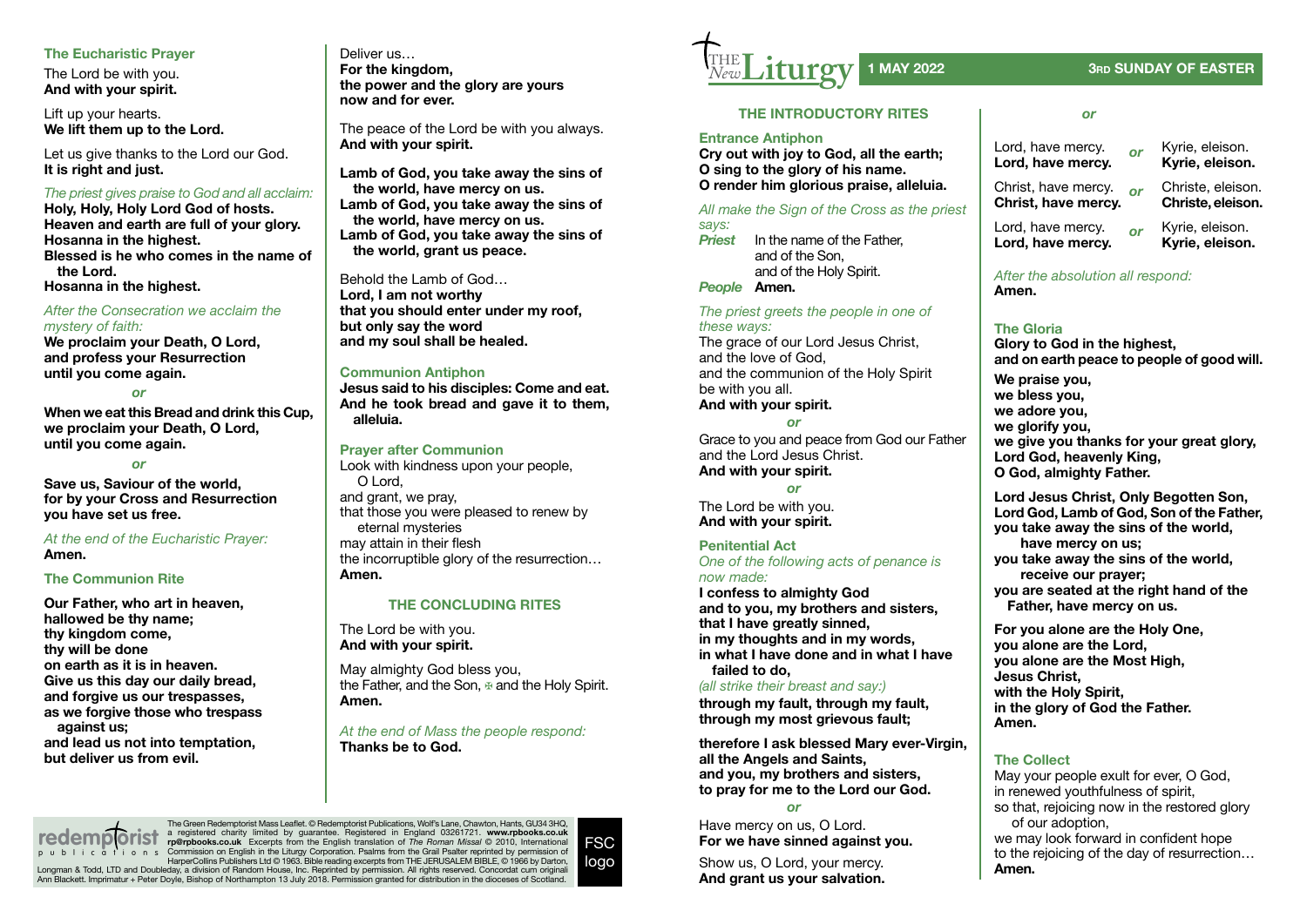# The New Liturgy

**1 MAY 2022** — **3RD SUNDAY OF EASTER**

## THE INTRODUCTORY RITES

### Entrance Antiphon

**Cry out with joy to God, all the earth;**
**O sing to the glory of his name.**
**O render him glorious praise, alleluia.**

*All make the Sign of the Cross as the priest says:*

***Priest*** In the name of the Father,
and of the Son,
and of the Holy Spirit.

***People*** **Amen.**

*The priest greets the people in one of these ways:*

The grace of our Lord Jesus Christ,
and the love of God,
and the communion of the Holy Spirit
be with you all.
**And with your spirit.**

*or*

Grace to you and peace from God our Father
and the Lord Jesus Christ.
**And with your spirit.**

*or*

The Lord be with you.
**And with your spirit.**

### Penitential Act

*One of the following acts of penance is now made:*

**I confess to almighty God**
**and to you, my brothers and sisters,**
**that I have greatly sinned,**
**in my thoughts and in my words,**
**in what I have done and in what I have failed to do,**
*(all strike their breast and say:)*
**through my fault, through my fault,**
**through my most grievous fault;**

**therefore I ask blessed Mary ever-Virgin,**
**all the Angels and Saints,**
**and you, my brothers and sisters,**
**to pray for me to the Lord our God.**

*or*

Have mercy on us, O Lord.
**For we have sinned against you.**

Show us, O Lord, your mercy.
**And grant us your salvation.**

*or*

Lord, have mercy. *or* Kyrie, eleison.
**Lord, have mercy.** **Kyrie, eleison.**

Christ, have mercy. *or* Christe, eleison.
**Christ, have mercy.** **Christe, eleison.**

Lord, have mercy. *or* Kyrie, eleison.
**Lord, have mercy.** **Kyrie, eleison.**

*After the absolution all respond:*
**Amen.**

### The Gloria

**Glory to God in the highest,**
**and on earth peace to people of good will.**

**We praise you,**
**we bless you,**
**we adore you,**
**we glorify you,**
**we give you thanks for your great glory,**
**Lord God, heavenly King,**
**O God, almighty Father.**

**Lord Jesus Christ, Only Begotten Son,**
**Lord God, Lamb of God, Son of the Father,**
**you take away the sins of the world,**
**have mercy on us;**
**you take away the sins of the world,**
**receive our prayer;**
**you are seated at the right hand of the Father, have mercy on us.**

**For you alone are the Holy One,**
**you alone are the Lord,**
**you alone are the Most High,**
**Jesus Christ,**
**with the Holy Spirit,**
**in the glory of God the Father.**
**Amen.**

### The Collect

May your people exult for ever, O God,
in renewed youthfulness of spirit,
so that, rejoicing now in the restored glory of our adoption,
we may look forward in confident hope
to the rejoicing of the day of resurrection…
**Amen.**

### The Eucharistic Prayer

The Lord be with you.
**And with your spirit.**

Lift up your hearts.
**We lift them up to the Lord.**

Let us give thanks to the Lord our God.
**It is right and just.**

*The priest gives praise to God and all acclaim:*

**Holy, Holy, Holy Lord God of hosts.**
**Heaven and earth are full of your glory.**
**Hosanna in the highest.**
**Blessed is he who comes in the name of the Lord.**
**Hosanna in the highest.**

*After the Consecration we acclaim the mystery of faith:*

**We proclaim your Death, O Lord,**
**and profess your Resurrection**
**until you come again.**

*or*

**When we eat this Bread and drink this Cup,**
**we proclaim your Death, O Lord,**
**until you come again.**

*or*

**Save us, Saviour of the world,**
**for by your Cross and Resurrection**
**you have set us free.**

*At the end of the Eucharistic Prayer:*
**Amen.**

### The Communion Rite

**Our Father, who art in heaven,**
**hallowed be thy name;**
**thy kingdom come,**
**thy will be done**
**on earth as it is in heaven.**
**Give us this day our daily bread,**
**and forgive us our trespasses,**
**as we forgive those who trespass against us;**
**and lead us not into temptation,**
**but deliver us from evil.**

Deliver us…
**For the kingdom,**
**the power and the glory are yours**
**now and for ever.**

The peace of the Lord be with you always.
**And with your spirit.**

**Lamb of God, you take away the sins of the world, have mercy on us.**
**Lamb of God, you take away the sins of the world, have mercy on us.**
**Lamb of God, you take away the sins of the world, grant us peace.**

Behold the Lamb of God…
**Lord, I am not worthy**
**that you should enter under my roof,**
**but only say the word**
**and my soul shall be healed.**

### Communion Antiphon

**Jesus said to his disciples: Come and eat.**
**And he took bread and gave it to them, alleluia.**

### Prayer after Communion

Look with kindness upon your people, O Lord,
and grant, we pray,
that those you were pleased to renew by eternal mysteries
may attain in their flesh
the incorruptible glory of the resurrection…
**Amen.**

## THE CONCLUDING RITES

The Lord be with you.
**And with your spirit.**

May almighty God bless you,
the Father, and the Son, ✠ and the Holy Spirit.
**Amen.**

*At the end of Mass the people respond:*
**Thanks be to God.**

The Green Redemptorist Mass Leaflet. © Redemptorist Publications, Wolf's Lane, Chawton, Hants, GU34 3HQ, a registered charity limited by guarantee. Registered in England 03261721. **www.rpbooks.co.uk rp@rpbooks.co.uk** Excerpts from the English translation of *The Roman Missal* © 2010, International Commission on English in the Liturgy Corporation. Psalms from the Grail Psalter reprinted by permission of HarperCollins Publishers Ltd © 1963. Bible reading excerpts from THE JERUSALEM BIBLE, © 1966 by Darton, Longman & Todd, LTD and Doubleday, a division of Random House, Inc. Reprinted by permission. All rights reserved. Concordat cum originali Ann Blackett. Imprimatur + Peter Doyle, Bishop of Northampton 13 July 2018. Permission granted for distribution in the dioceses of Scotland.

FSC logo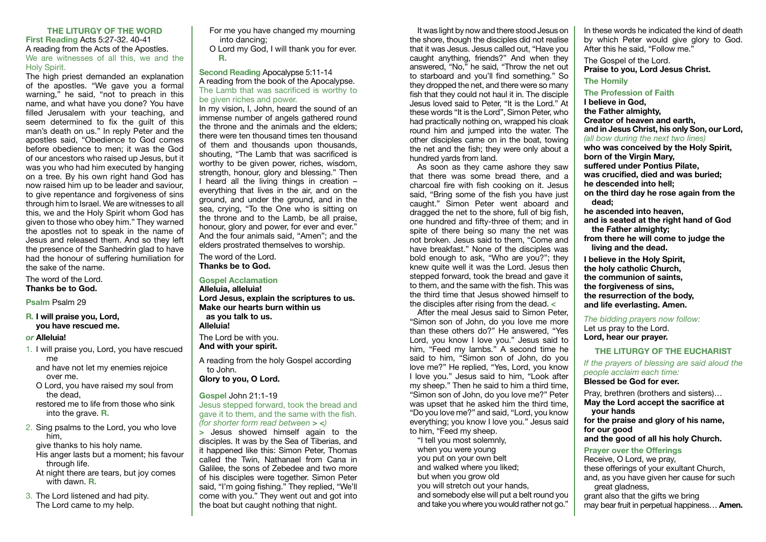## THE LITURGY OF THE WORD

**First Reading** Acts 5:27-32. 40-41

A reading from the Acts of the Apostles.

We are witnesses of all this, we and the Holy Spirit.

The high priest demanded an explanation of the apostles. "We gave you a formal warning," he said, "not to preach in this name, and what have you done? You have filled Jerusalem with your teaching, and seem determined to fix the guilt of this man's death on us." In reply Peter and the apostles said, "Obedience to God comes before obedience to men; it was the God of our ancestors who raised up Jesus, but it was you who had him executed by hanging on a tree. By his own right hand God has now raised him up to be leader and saviour, to give repentance and forgiveness of sins through him to Israel. We are witnesses to all this, we and the Holy Spirit whom God has given to those who obey him." They warned the apostles not to speak in the name of Jesus and released them. And so they left the presence of the Sanhedrin glad to have had the honour of suffering humiliation for the sake of the name.

The word of the Lord.
**Thanks be to God.**

**Psalm** Psalm 29

**R. I will praise you, Lord, you have rescued me.**

*or* **Alleluia!**

1. I will praise you, Lord, you have rescued me
   and have not let my enemies rejoice over me.
   O Lord, you have raised my soul from the dead,
   restored me to life from those who sink into the grave. **R.**

2. Sing psalms to the Lord, you who love him,
   give thanks to his holy name.
   His anger lasts but a moment; his favour through life.
   At night there are tears, but joy comes with dawn. **R.**

3. The Lord listened and had pity.
   The Lord came to my help.
   For me you have changed my mourning into dancing;
   O Lord my God, I will thank you for ever. **R.**

**Second Reading** Apocalypse 5:11-14

A reading from the book of the Apocalypse.

The Lamb that was sacrificed is worthy to be given riches and power.

In my vision, I, John, heard the sound of an immense number of angels gathered round the throne and the animals and the elders; there were ten thousand times ten thousand of them and thousands upon thousands, shouting, "The Lamb that was sacrificed is worthy to be given power, riches, wisdom, strength, honour, glory and blessing." Then I heard all the living things in creation – everything that lives in the air, and on the ground, and under the ground, and in the sea, crying, "To the One who is sitting on the throne and to the Lamb, be all praise, honour, glory and power, for ever and ever." And the four animals said, "Amen"; and the elders prostrated themselves to worship.

The word of the Lord.
**Thanks be to God.**

**Gospel Acclamation**

**Alleluia, alleluia!**
**Lord Jesus, explain the scriptures to us.**
**Make our hearts burn within us as you talk to us.**
**Alleluia!**

The Lord be with you.
**And with your spirit.**

A reading from the holy Gospel according to John.
**Glory to you, O Lord.**

**Gospel** John 21:1-19

Jesus stepped forward, took the bread and gave it to them, and the same with the fish.
*(for shorter form read between > <)*

> Jesus showed himself again to the disciples. It was by the Sea of Tiberias, and it happened like this: Simon Peter, Thomas called the Twin, Nathanael from Cana in Galilee, the sons of Zebedee and two more of his disciples were together. Simon Peter said, "I'm going fishing." They replied, "We'll come with you." They went out and got into the boat but caught nothing that night.

It was light by now and there stood Jesus on the shore, though the disciples did not realise that it was Jesus. Jesus called out, "Have you caught anything, friends?" And when they answered, "No," he said, "Throw the net out to starboard and you'll find something." So they dropped the net, and there were so many fish that they could not haul it in. The disciple Jesus loved said to Peter, "It is the Lord." At these words "It is the Lord", Simon Peter, who had practically nothing on, wrapped his cloak round him and jumped into the water. The other disciples came on in the boat, towing the net and the fish; they were only about a hundred yards from land.

As soon as they came ashore they saw that there was some bread there, and a charcoal fire with fish cooking on it. Jesus said, "Bring some of the fish you have just caught." Simon Peter went aboard and dragged the net to the shore, full of big fish, one hundred and fifty-three of them; and in spite of there being so many the net was not broken. Jesus said to them, "Come and have breakfast." None of the disciples was bold enough to ask, "Who are you?"; they knew quite well it was the Lord. Jesus then stepped forward, took the bread and gave it to them, and the same with the fish. This was the third time that Jesus showed himself to the disciples after rising from the dead. <

After the meal Jesus said to Simon Peter, "Simon son of John, do you love me more than these others do?" He answered, "Yes Lord, you know I love you." Jesus said to him, "Feed my lambs." A second time he said to him, "Simon son of John, do you love me?" He replied, "Yes, Lord, you know I love you." Jesus said to him, "Look after my sheep." Then he said to him a third time, "Simon son of John, do you love me?" Peter was upset that he asked him the third time, "Do you love me?" and said, "Lord, you know everything; you know I love you." Jesus said to him, "Feed my sheep.

"I tell you most solemnly,
when you were young
you put on your own belt
and walked where you liked;
but when you grow old
you will stretch out your hands,
and somebody else will put a belt round you
and take you where you would rather not go."

In these words he indicated the kind of death by which Peter would give glory to God. After this he said, "Follow me."

The Gospel of the Lord.
**Praise to you, Lord Jesus Christ.**

**The Homily**

**The Profession of Faith**

**I believe in God,**
**the Father almighty,**
**Creator of heaven and earth,**
**and in Jesus Christ, his only Son, our Lord,**
*(all bow during the next two lines)*
**who was conceived by the Holy Spirit,**
**born of the Virgin Mary,**
**suffered under Pontius Pilate,**
**was crucified, died and was buried;**
**he descended into hell;**
**on the third day he rose again from the dead;**
**he ascended into heaven,**
**and is seated at the right hand of God the Father almighty;**
**from there he will come to judge the living and the dead.**

**I believe in the Holy Spirit,**
**the holy catholic Church,**
**the communion of saints,**
**the forgiveness of sins,**
**the resurrection of the body,**
**and life everlasting. Amen.**

*The bidding prayers now follow:*
Let us pray to the Lord.
**Lord, hear our prayer.**

## THE LITURGY OF THE EUCHARIST

*If the prayers of blessing are said aloud the people acclaim each time:*
**Blessed be God for ever.**

Pray, brethren (brothers and sisters)…
**May the Lord accept the sacrifice at your hands**
**for the praise and glory of his name,**
**for our good**
**and the good of all his holy Church.**

**Prayer over the Offerings**

Receive, O Lord, we pray,
these offerings of your exultant Church,
and, as you have given her cause for such great gladness,
grant also that the gifts we bring
may bear fruit in perpetual happiness… **Amen.**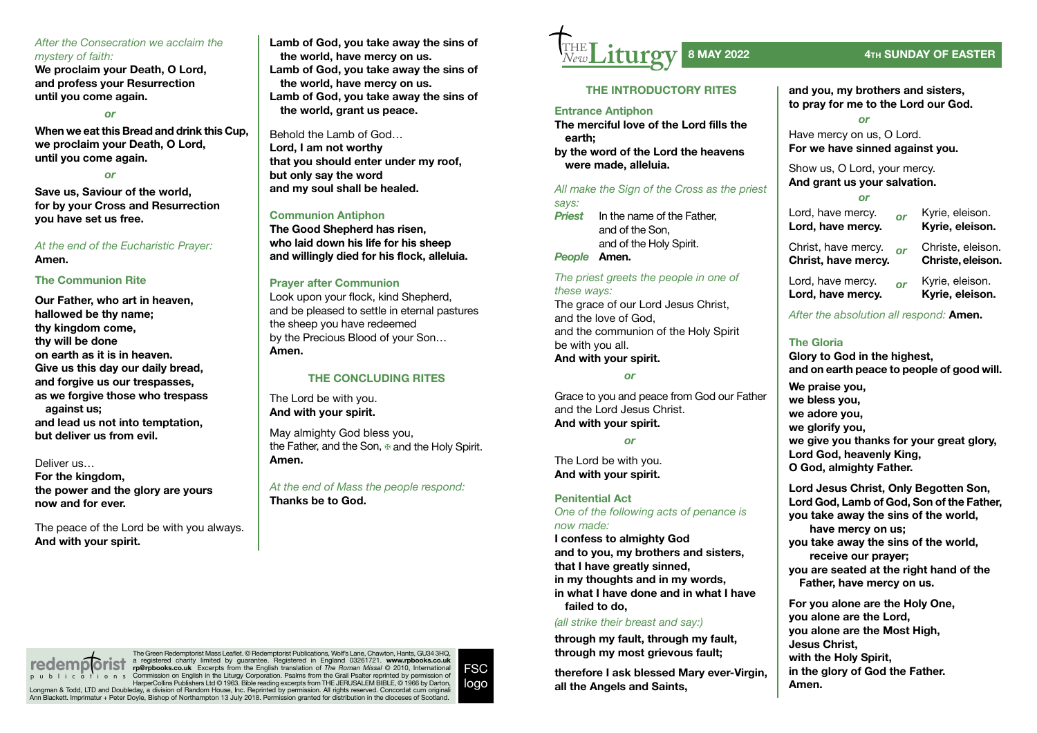*After the Consecration we acclaim the mystery of faith:*

**We proclaim your Death, O Lord, and profess your Resurrection until you come again.**

*or*

**When we eat this Bread and drink this Cup, we proclaim your Death, O Lord, until you come again.**

*or*

**Save us, Saviour of the world, for by your Cross and Resurrection you have set us free.**

*At the end of the Eucharistic Prayer:*
**Amen.**

### The Communion Rite

**Our Father, who art in heaven,
hallowed be thy name;
thy kingdom come,
thy will be done
on earth as it is in heaven.
Give us this day our daily bread,
and forgive us our trespasses,
as we forgive those who trespass against us;
and lead us not into temptation,
but deliver us from evil.**

Deliver us…
**For the kingdom,
the power and the glory are yours
now and for ever.**

The peace of the Lord be with you always.
**And with your spirit.**

**Lamb of God, you take away the sins of the world, have mercy on us.
Lamb of God, you take away the sins of the world, have mercy on us.
Lamb of God, you take away the sins of the world, grant us peace.**

Behold the Lamb of God…
**Lord, I am not worthy
that you should enter under my roof,
but only say the word
and my soul shall be healed.**

### Communion Antiphon

**The Good Shepherd has risen,
who laid down his life for his sheep
and willingly died for his flock, alleluia.**

### Prayer after Communion

Look upon your flock, kind Shepherd,
and be pleased to settle in eternal pastures
the sheep you have redeemed
by the Precious Blood of your Son…
**Amen.**

## THE CONCLUDING RITES

The Lord be with you.
**And with your spirit.**

May almighty God bless you,
the Father, and the Son, ✠ and the Holy Spirit.
**Amen.**

*At the end of Mass the people respond:*
**Thanks be to God.**

The Green Redemptorist Mass Leaflet. © Redemptorist Publications, Wolf's Lane, Chawton, Hants, GU34 3HQ, a registered charity limited by guarantee. Registered in England 03261721. **www.rpbooks.co.uk rp@rpbooks.co.uk** Excerpts from the English translation of *The Roman Missal* © 2010, International Commission on English in the Liturgy Corporation. Psalms from the Grail Psalter reprinted by permission of HarperCollins Publishers Ltd © 1963. Bible reading excerpts from THE JERUSALEM BIBLE, © 1966 by Darton, Longman & Todd, LTD and Doubleday, a division of Random House, Inc. Reprinted by permission. All rights reserved. Concordat cum originali Ann Blackett. Imprimatur + Peter Doyle, Bishop of Northampton 13 July 2018. Permission granted for distribution in the dioceses of Scotland.

# The New Liturgy — 8 MAY 2022 — 4TH SUNDAY OF EASTER

## THE INTRODUCTORY RITES

### Entrance Antiphon

**The merciful love of the Lord fills the earth;
by the word of the Lord the heavens were made, alleluia.**

*All make the Sign of the Cross as the priest says:*

***Priest*** In the name of the Father,
and of the Son,
and of the Holy Spirit.
***People*** **Amen.**

*The priest greets the people in one of these ways:*

The grace of our Lord Jesus Christ,
and the love of God,
and the communion of the Holy Spirit
be with you all.
**And with your spirit.**

*or*

Grace to you and peace from God our Father and the Lord Jesus Christ.
**And with your spirit.**

*or*

The Lord be with you.
**And with your spirit.**

### Penitential Act

*One of the following acts of penance is now made:*

**I confess to almighty God
and to you, my brothers and sisters,
that I have greatly sinned,
in my thoughts and in my words,
in what I have done and in what I have failed to do,**

*(all strike their breast and say:)*

**through my fault, through my fault,
through my most grievous fault;**

**therefore I ask blessed Mary ever-Virgin,
all the Angels and Saints,
and you, my brothers and sisters,
to pray for me to the Lord our God.**

*or*

Have mercy on us, O Lord.
**For we have sinned against you.**

Show us, O Lord, your mercy.
**And grant us your salvation.**

*or*

Lord, have mercy. *or* Kyrie, eleison.
**Lord, have mercy.** **Kyrie, eleison.**

Christ, have mercy. *or* Christe, eleison.
**Christ, have mercy.** **Christe, eleison.**

Lord, have mercy. *or* Kyrie, eleison.
**Lord, have mercy.** **Kyrie, eleison.**

*After the absolution all respond:* **Amen.**

### The Gloria

**Glory to God in the highest,
and on earth peace to people of good will.**

**We praise you,
we bless you,
we adore you,
we glorify you,
we give you thanks for your great glory,
Lord God, heavenly King,
O God, almighty Father.**

**Lord Jesus Christ, Only Begotten Son,
Lord God, Lamb of God, Son of the Father,
you take away the sins of the world,
have mercy on us;
you take away the sins of the world,
receive our prayer;
you are seated at the right hand of the Father, have mercy on us.**

**For you alone are the Holy One,
you alone are the Lord,
you alone are the Most High,
Jesus Christ,
with the Holy Spirit,
in the glory of God the Father.
Amen.**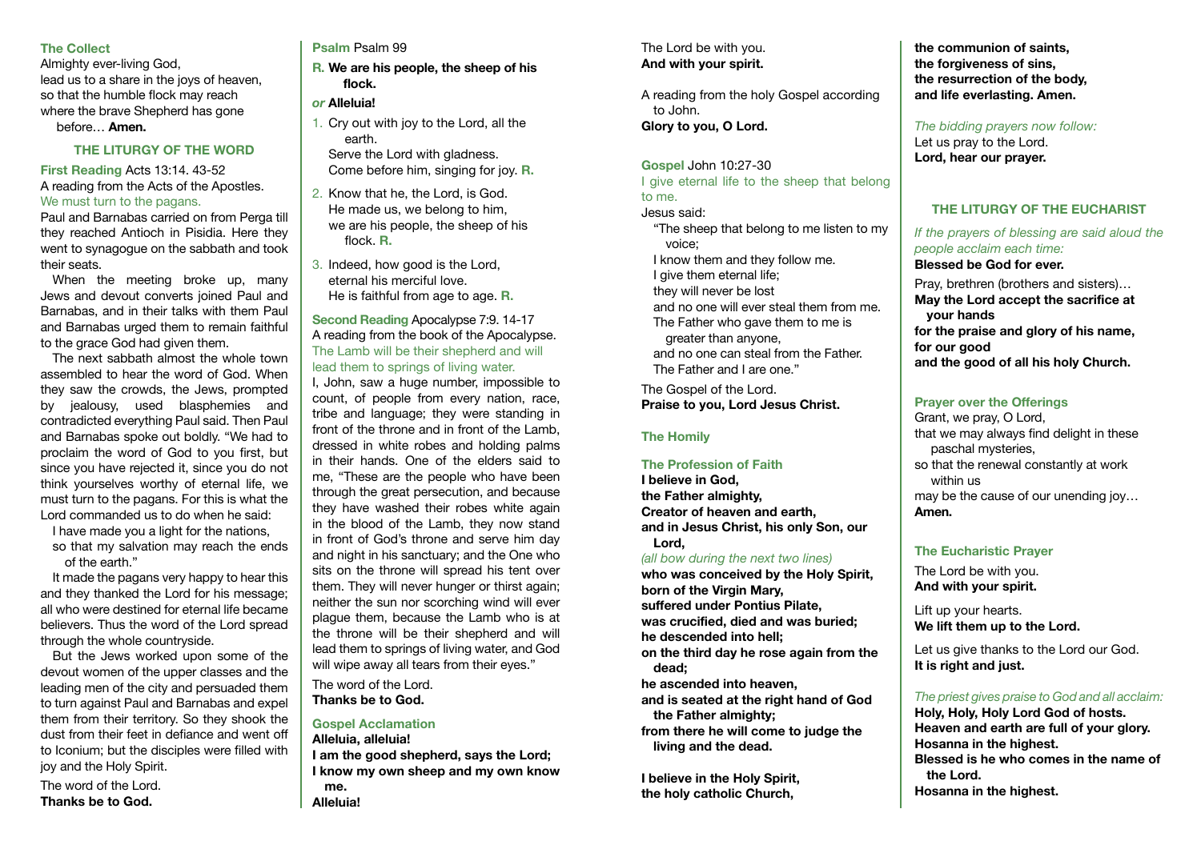### The Collect

Almighty ever-living God,
lead us to a share in the joys of heaven,
so that the humble flock may reach
where the brave Shepherd has gone
before… **Amen.**

## THE LITURGY OF THE WORD

**First Reading** Acts 13:14. 43-52
A reading from the Acts of the Apostles.
We must turn to the pagans.

Paul and Barnabas carried on from Perga till they reached Antioch in Pisidia. Here they went to synagogue on the sabbath and took their seats.

When the meeting broke up, many Jews and devout converts joined Paul and Barnabas, and in their talks with them Paul and Barnabas urged them to remain faithful to the grace God had given them.

The next sabbath almost the whole town assembled to hear the word of God. When they saw the crowds, the Jews, prompted by jealousy, used blasphemies and contradicted everything Paul said. Then Paul and Barnabas spoke out boldly. "We had to proclaim the word of God to you first, but since you have rejected it, since you do not think yourselves worthy of eternal life, we must turn to the pagans. For this is what the Lord commanded us to do when he said:

I have made you a light for the nations,
so that my salvation may reach the ends of the earth."

It made the pagans very happy to hear this and they thanked the Lord for his message; all who were destined for eternal life became believers. Thus the word of the Lord spread through the whole countryside.

But the Jews worked upon some of the devout women of the upper classes and the leading men of the city and persuaded them to turn against Paul and Barnabas and expel them from their territory. So they shook the dust from their feet in defiance and went off to Iconium; but the disciples were filled with joy and the Holy Spirit.

The word of the Lord.
**Thanks be to God.**

**Psalm** Psalm 99

**R. We are his people, the sheep of his flock.**

*or* **Alleluia!**

1. Cry out with joy to the Lord, all the earth.
   Serve the Lord with gladness.
   Come before him, singing for joy. **R.**
2. Know that he, the Lord, is God.
   He made us, we belong to him,
   we are his people, the sheep of his flock. **R.**
3. Indeed, how good is the Lord,
   eternal his merciful love.
   He is faithful from age to age. **R.**

**Second Reading** Apocalypse 7:9. 14-17
A reading from the book of the Apocalypse.
The Lamb will be their shepherd and will lead them to springs of living water.

I, John, saw a huge number, impossible to count, of people from every nation, race, tribe and language; they were standing in front of the throne and in front of the Lamb, dressed in white robes and holding palms in their hands. One of the elders said to me, "These are the people who have been through the great persecution, and because they have washed their robes white again in the blood of the Lamb, they now stand in front of God's throne and serve him day and night in his sanctuary; and the One who sits on the throne will spread his tent over them. They will never hunger or thirst again; neither the sun nor scorching wind will ever plague them, because the Lamb who is at the throne will be their shepherd and will lead them to springs of living water, and God will wipe away all tears from their eyes."

The word of the Lord.
**Thanks be to God.**

**Gospel Acclamation**
**Alleluia, alleluia!**
**I am the good shepherd, says the Lord;**
**I know my own sheep and my own know me.**
**Alleluia!**

The Lord be with you.
**And with your spirit.**

A reading from the holy Gospel according to John.
**Glory to you, O Lord.**

**Gospel** John 10:27-30
I give eternal life to the sheep that belong to me.

Jesus said:
"The sheep that belong to me listen to my voice;
I know them and they follow me.
I give them eternal life;
they will never be lost
and no one will ever steal them from me.
The Father who gave them to me is greater than anyone,
and no one can steal from the Father.
The Father and I are one."

The Gospel of the Lord.
**Praise to you, Lord Jesus Christ.**

### The Homily

### The Profession of Faith

**I believe in God,**
**the Father almighty,**
**Creator of heaven and earth,**
**and in Jesus Christ, his only Son, our Lord,**
*(all bow during the next two lines)*
**who was conceived by the Holy Spirit,**
**born of the Virgin Mary,**
**suffered under Pontius Pilate,**
**was crucified, died and was buried;**
**he descended into hell;**
**on the third day he rose again from the dead;**
**he ascended into heaven,**
**and is seated at the right hand of God the Father almighty;**
**from there he will come to judge the living and the dead.**

**I believe in the Holy Spirit,**
**the holy catholic Church,**
**the communion of saints,**
**the forgiveness of sins,**
**the resurrection of the body,**
**and life everlasting. Amen.**

*The bidding prayers now follow:*
Let us pray to the Lord.
**Lord, hear our prayer.**

## THE LITURGY OF THE EUCHARIST

*If the prayers of blessing are said aloud the people acclaim each time:*
**Blessed be God for ever.**

Pray, brethren (brothers and sisters)…
**May the Lord accept the sacrifice at your hands**
**for the praise and glory of his name,**
**for our good**
**and the good of all his holy Church.**

### Prayer over the Offerings

Grant, we pray, O Lord,
that we may always find delight in these paschal mysteries,
so that the renewal constantly at work within us
may be the cause of our unending joy…
**Amen.**

### The Eucharistic Prayer

The Lord be with you.
**And with your spirit.**

Lift up your hearts.
**We lift them up to the Lord.**

Let us give thanks to the Lord our God.
**It is right and just.**

*The priest gives praise to God and all acclaim:*
**Holy, Holy, Holy Lord God of hosts.**
**Heaven and earth are full of your glory.**
**Hosanna in the highest.**
**Blessed is he who comes in the name of the Lord.**
**Hosanna in the highest.**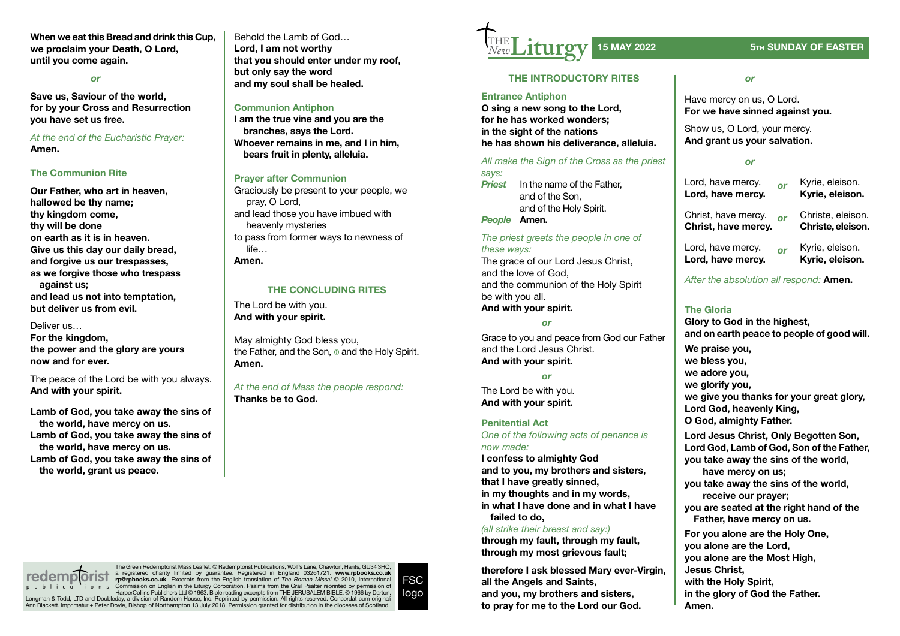**When we eat this Bread and drink this Cup,**
**we proclaim your Death, O Lord,**
**until you come again.**

*or*

**Save us, Saviour of the world,**
**for by your Cross and Resurrection**
**you have set us free.**

*At the end of the Eucharistic Prayer:*
**Amen.**

### The Communion Rite

**Our Father, who art in heaven,**
**hallowed be thy name;**
**thy kingdom come,**
**thy will be done**
**on earth as it is in heaven.**
**Give us this day our daily bread,**
**and forgive us our trespasses,**
**as we forgive those who trespass against us;**
**and lead us not into temptation,**
**but deliver us from evil.**

Deliver us…
**For the kingdom,**
**the power and the glory are yours**
**now and for ever.**

The peace of the Lord be with you always.
**And with your spirit.**

**Lamb of God, you take away the sins of the world, have mercy on us.**
**Lamb of God, you take away the sins of the world, have mercy on us.**
**Lamb of God, you take away the sins of the world, grant us peace.**

Behold the Lamb of God…
**Lord, I am not worthy**
**that you should enter under my roof,**
**but only say the word**
**and my soul shall be healed.**

### Communion Antiphon

**I am the true vine and you are the branches, says the Lord.**
**Whoever remains in me, and I in him, bears fruit in plenty, alleluia.**

### Prayer after Communion

Graciously be present to your people, we pray, O Lord,
and lead those you have imbued with heavenly mysteries
to pass from former ways to newness of life…
**Amen.**

## THE CONCLUDING RITES

The Lord be with you.
**And with your spirit.**

May almighty God bless you,
the Father, and the Son, ✠ and the Holy Spirit.
**Amen.**

*At the end of Mass the people respond:*
**Thanks be to God.**

The Green Redemptorist Mass Leaflet. © Redemptorist Publications, Wolf's Lane, Chawton, Hants, GU34 3HQ, a registered charity limited by guarantee. Registered in England 03261721. **www.rpbooks.co.uk rp@rpbooks.co.uk** Excerpts from the English translation of *The Roman Missal* © 2010, International Commission on English in the Liturgy Corporation. Psalms from the Grail Psalter reprinted by permission of HarperCollins Publishers Ltd © 1963. Bible reading excerpts from THE JERUSALEM BIBLE, © 1966 by Darton, Longman & Todd, LTD and Doubleday, a division of Random House, Inc. Reprinted by permission. All rights reserved. Concordat cum originali Ann Blackett. Imprimatur + Peter Doyle, Bishop of Northampton 13 July 2018. Permission granted for distribution in the dioceses of Scotland.

# THE New Liturgy — 15 MAY 2022 — 5TH SUNDAY OF EASTER

## THE INTRODUCTORY RITES

### Entrance Antiphon

**O sing a new song to the Lord,**
**for he has worked wonders;**
**in the sight of the nations**
**he has shown his deliverance, alleluia.**

*All make the Sign of the Cross as the priest says:*
***Priest*** In the name of the Father, and of the Son, and of the Holy Spirit.
***People*** **Amen.**

*The priest greets the people in one of these ways:*
The grace of our Lord Jesus Christ,
and the love of God,
and the communion of the Holy Spirit
be with you all.
**And with your spirit.**

*or*

Grace to you and peace from God our Father and the Lord Jesus Christ.
**And with your spirit.**

*or*

The Lord be with you.
**And with your spirit.**

### Penitential Act

*One of the following acts of penance is now made:*
**I confess to almighty God**
**and to you, my brothers and sisters,**
**that I have greatly sinned,**
**in my thoughts and in my words,**
**in what I have done and in what I have failed to do,**
*(all strike their breast and say:)*
**through my fault, through my fault,**
**through my most grievous fault;**

**therefore I ask blessed Mary ever-Virgin,**
**all the Angels and Saints,**
**and you, my brothers and sisters,**
**to pray for me to the Lord our God.**

*or*

Have mercy on us, O Lord.
**For we have sinned against you.**

Show us, O Lord, your mercy.
**And grant us your salvation.**

*or*

Lord, have mercy. *or* Kyrie, eleison.
**Lord, have mercy.** **Kyrie, eleison.**

Christ, have mercy. *or* Christe, eleison.
**Christ, have mercy.** **Christe, eleison.**

Lord, have mercy. *or* Kyrie, eleison.
**Lord, have mercy.** **Kyrie, eleison.**

*After the absolution all respond:* **Amen.**

### The Gloria

**Glory to God in the highest,**
**and on earth peace to people of good will.**

**We praise you,**
**we bless you,**
**we adore you,**
**we glorify you,**
**we give you thanks for your great glory,**
**Lord God, heavenly King,**
**O God, almighty Father.**

**Lord Jesus Christ, Only Begotten Son,**
**Lord God, Lamb of God, Son of the Father,**
**you take away the sins of the world,**
**have mercy on us;**
**you take away the sins of the world,**
**receive our prayer;**
**you are seated at the right hand of the Father, have mercy on us.**

**For you alone are the Holy One,**
**you alone are the Lord,**
**you alone are the Most High,**
**Jesus Christ,**
**with the Holy Spirit,**
**in the glory of God the Father.**
**Amen.**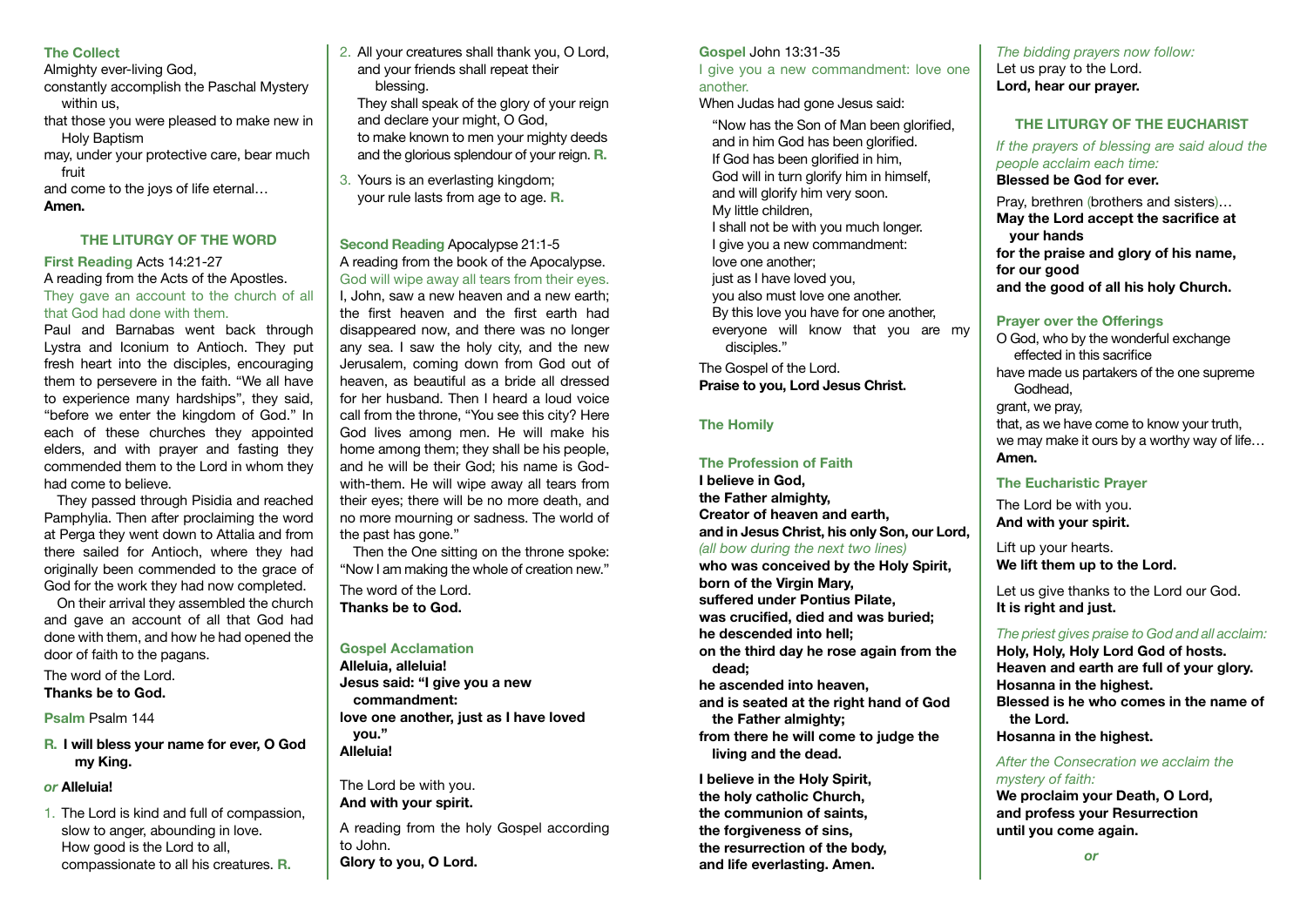### The Collect

Almighty ever-living God,
constantly accomplish the Paschal Mystery within us,
that those you were pleased to make new in Holy Baptism
may, under your protective care, bear much fruit
and come to the joys of life eternal…
**Amen.**

## THE LITURGY OF THE WORD

**First Reading** Acts 14:21-27

A reading from the Acts of the Apostles.

They gave an account to the church of all that God had done with them.

Paul and Barnabas went back through Lystra and Iconium to Antioch. They put fresh heart into the disciples, encouraging them to persevere in the faith. "We all have to experience many hardships", they said, "before we enter the kingdom of God." In each of these churches they appointed elders, and with prayer and fasting they commended them to the Lord in whom they had come to believe.

They passed through Pisidia and reached Pamphylia. Then after proclaiming the word at Perga they went down to Attalia and from there sailed for Antioch, where they had originally been commended to the grace of God for the work they had now completed.

On their arrival they assembled the church and gave an account of all that God had done with them, and how he had opened the door of faith to the pagans.

The word of the Lord.
**Thanks be to God.**

**Psalm** Psalm 144

**R. I will bless your name for ever, O God my King.**

*or* **Alleluia!**

1. The Lord is kind and full of compassion, slow to anger, abounding in love.
How good is the Lord to all,
compassionate to all his creatures. **R.**

2. All your creatures shall thank you, O Lord,
and your friends shall repeat their blessing.
They shall speak of the glory of your reign
and declare your might, O God,
to make known to men your mighty deeds
and the glorious splendour of your reign. **R.**

3. Yours is an everlasting kingdom;
your rule lasts from age to age. **R.**

**Second Reading** Apocalypse 21:1-5

A reading from the book of the Apocalypse.

God will wipe away all tears from their eyes.

I, John, saw a new heaven and a new earth; the first heaven and the first earth had disappeared now, and there was no longer any sea. I saw the holy city, and the new Jerusalem, coming down from God out of heaven, as beautiful as a bride all dressed for her husband. Then I heard a loud voice call from the throne, "You see this city? Here God lives among men. He will make his home among them; they shall be his people, and he will be their God; his name is God-with-them. He will wipe away all tears from their eyes; there will be no more death, and no more mourning or sadness. The world of the past has gone."

Then the One sitting on the throne spoke: "Now I am making the whole of creation new."

The word of the Lord.
**Thanks be to God.**

### Gospel Acclamation

**Alleluia, alleluia!**
**Jesus said: "I give you a new commandment:**
**love one another, just as I have loved you."**
**Alleluia!**

The Lord be with you.
**And with your spirit.**

A reading from the holy Gospel according to John.
**Glory to you, O Lord.**

**Gospel** John 13:31-35

I give you a new commandment: love one another.

When Judas had gone Jesus said:

"Now has the Son of Man been glorified,
and in him God has been glorified.
If God has been glorified in him,
God will in turn glorify him in himself,
and will glorify him very soon.
My little children,
I shall not be with you much longer.
I give you a new commandment:
love one another;
just as I have loved you,
you also must love one another.
By this love you have for one another,
everyone will know that you are my disciples."

The Gospel of the Lord.
**Praise to you, Lord Jesus Christ.**

### The Homily

### The Profession of Faith

**I believe in God,**
**the Father almighty,**
**Creator of heaven and earth,**
**and in Jesus Christ, his only Son, our Lord,**
*(all bow during the next two lines)*
**who was conceived by the Holy Spirit,**
**born of the Virgin Mary,**
**suffered under Pontius Pilate,**
**was crucified, died and was buried;**
**he descended into hell;**
**on the third day he rose again from the dead;**
**he ascended into heaven,**
**and is seated at the right hand of God the Father almighty;**
**from there he will come to judge the living and the dead.**

**I believe in the Holy Spirit,**
**the holy catholic Church,**
**the communion of saints,**
**the forgiveness of sins,**
**the resurrection of the body,**
**and life everlasting. Amen.**

*The bidding prayers now follow:*
Let us pray to the Lord.
**Lord, hear our prayer.**

## THE LITURGY OF THE EUCHARIST

*If the prayers of blessing are said aloud the people acclaim each time:*
**Blessed be God for ever.**

Pray, brethren (brothers and sisters)…
**May the Lord accept the sacrifice at your hands**
**for the praise and glory of his name,**
**for our good**
**and the good of all his holy Church.**

### Prayer over the Offerings

O God, who by the wonderful exchange effected in this sacrifice
have made us partakers of the one supreme Godhead,
grant, we pray,
that, as we have come to know your truth,
we may make it ours by a worthy way of life…
**Amen.**

### The Eucharistic Prayer

The Lord be with you.
**And with your spirit.**

Lift up your hearts.
**We lift them up to the Lord.**

Let us give thanks to the Lord our God.
**It is right and just.**

*The priest gives praise to God and all acclaim:*
**Holy, Holy, Holy Lord God of hosts.**
**Heaven and earth are full of your glory.**
**Hosanna in the highest.**
**Blessed is he who comes in the name of the Lord.**
**Hosanna in the highest.**

*After the Consecration we acclaim the mystery of faith:*
**We proclaim your Death, O Lord,**
**and profess your Resurrection**
**until you come again.**

*or*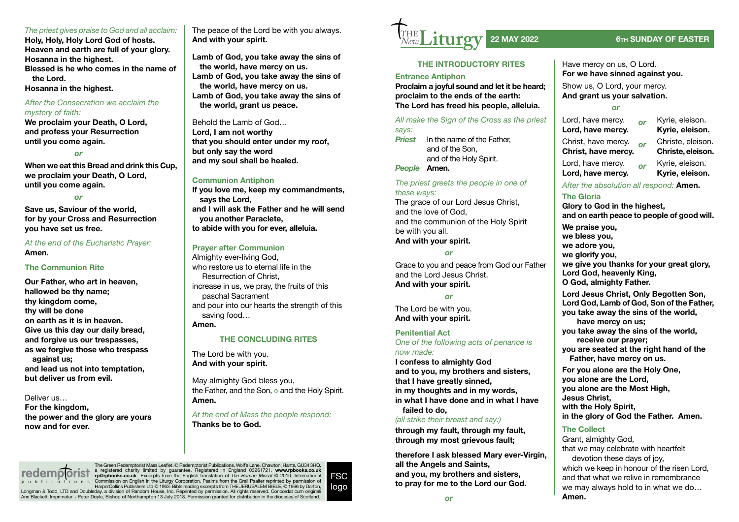*The priest gives praise to God and all acclaim:*

**Holy, Holy, Holy Lord God of hosts.**
**Heaven and earth are full of your glory.**
**Hosanna in the highest.**
**Blessed is he who comes in the name of the Lord.**
**Hosanna in the highest.**

*After the Consecration we acclaim the mystery of faith:*

**We proclaim your Death, O Lord,**
**and profess your Resurrection**
**until you come again.**

*or*

**When we eat this Bread and drink this Cup,**
**we proclaim your Death, O Lord,**
**until you come again.**

*or*

**Save us, Saviour of the world,**
**for by your Cross and Resurrection**
**you have set us free.**

*At the end of the Eucharistic Prayer:*
**Amen.**

### The Communion Rite

**Our Father, who art in heaven,**
**hallowed be thy name;**
**thy kingdom come,**
**thy will be done**
**on earth as it is in heaven.**
**Give us this day our daily bread,**
**and forgive us our trespasses,**
**as we forgive those who trespass against us;**
**and lead us not into temptation,**
**but deliver us from evil.**

Deliver us…
**For the kingdom,**
**the power and the glory are yours**
**now and for ever.**

The peace of the Lord be with you always.
**And with your spirit.**

**Lamb of God, you take away the sins of the world, have mercy on us.**
**Lamb of God, you take away the sins of the world, have mercy on us.**
**Lamb of God, you take away the sins of the world, grant us peace.**

Behold the Lamb of God…
**Lord, I am not worthy**
**that you should enter under my roof,**
**but only say the word**
**and my soul shall be healed.**

### Communion Antiphon

**If you love me, keep my commandments, says the Lord,**
**and I will ask the Father and he will send you another Paraclete,**
**to abide with you for ever, alleluia.**

### Prayer after Communion

Almighty ever-living God,
who restore us to eternal life in the Resurrection of Christ,
increase in us, we pray, the fruits of this paschal Sacrament
and pour into our hearts the strength of this saving food…
**Amen.**

## THE CONCLUDING RITES

The Lord be with you.
**And with your spirit.**

May almighty God bless you,
the Father, and the Son, ✠ and the Holy Spirit.
**Amen.**

*At the end of Mass the people respond:*
**Thanks be to God.**

The Green Redemptorist Mass Leaflet. © Redemptorist Publications, Wolf's Lane, Chawton, Hants, GU34 3HQ, a registered charity limited by guarantee. Registered in England 03261721. **www.rpbooks.co.uk rp@rpbooks.co.uk** Excerpts from the English translation of *The Roman Missal* © 2010, International Commission on English in the Liturgy Corporation. Psalms from the Grail Psalter reprinted by permission of HarperCollins Publishers Ltd © 1963. Bible reading excerpts from THE JERUSALEM BIBLE, © 1966 by Darton, Longman & Todd, LTD and Doubleday, a division of Random House, Inc. Reprinted by permission. All rights reserved. Concordat cum originali Ann Blackett. Imprimatur + Peter Doyle, Bishop of Northampton 13 July 2018. Permission granted for distribution in the dioceses of Scotland.

# The New Liturgy — 22 MAY 2022 — 6TH SUNDAY OF EASTER

## THE INTRODUCTORY RITES

### Entrance Antiphon

**Proclaim a joyful sound and let it be heard;**
**proclaim to the ends of the earth:**
**The Lord has freed his people, alleluia.**

*All make the Sign of the Cross as the priest says:*

***Priest*** In the name of the Father,
and of the Son,
and of the Holy Spirit.
***People*** **Amen.**

*The priest greets the people in one of these ways:*

The grace of our Lord Jesus Christ,
and the love of God,
and the communion of the Holy Spirit
be with you all.
**And with your spirit.**

*or*

Grace to you and peace from God our Father
and the Lord Jesus Christ.
**And with your spirit.**

*or*

The Lord be with you.
**And with your spirit.**

### Penitential Act

*One of the following acts of penance is now made:*

**I confess to almighty God**
**and to you, my brothers and sisters,**
**that I have greatly sinned,**
**in my thoughts and in my words,**
**in what I have done and in what I have failed to do,**
*(all strike their breast and say:)*
**through my fault, through my fault,**
**through my most grievous fault;**

**therefore I ask blessed Mary ever-Virgin,**
**all the Angels and Saints,**
**and you, my brothers and sisters,**
**to pray for me to the Lord our God.**

*or*

Have mercy on us, O Lord.
**For we have sinned against you.**

Show us, O Lord, your mercy.
**And grant us your salvation.**

*or*

Lord, have mercy. *or* Kyrie, eleison.
**Lord, have mercy.** **Kyrie, eleison.**
Christ, have mercy. *or* Christe, eleison.
**Christ, have mercy.** **Christe, eleison.**
Lord, have mercy. *or* Kyrie, eleison.
**Lord, have mercy.** **Kyrie, eleison.**

*After the absolution all respond:* **Amen.**

### The Gloria

**Glory to God in the highest,**
**and on earth peace to people of good will.**

**We praise you,**
**we bless you,**
**we adore you,**
**we glorify you,**
**we give you thanks for your great glory,**
**Lord God, heavenly King,**
**O God, almighty Father.**

**Lord Jesus Christ, Only Begotten Son,**
**Lord God, Lamb of God, Son of the Father,**
**you take away the sins of the world,**
**have mercy on us;**
**you take away the sins of the world,**
**receive our prayer;**
**you are seated at the right hand of the Father, have mercy on us.**

**For you alone are the Holy One,**
**you alone are the Lord,**
**you alone are the Most High,**
**Jesus Christ,**
**with the Holy Spirit,**
**in the glory of God the Father. Amen.**

### The Collect

Grant, almighty God,
that we may celebrate with heartfelt devotion these days of joy,
which we keep in honour of the risen Lord,
and that what we relive in remembrance
we may always hold to in what we do…
**Amen.**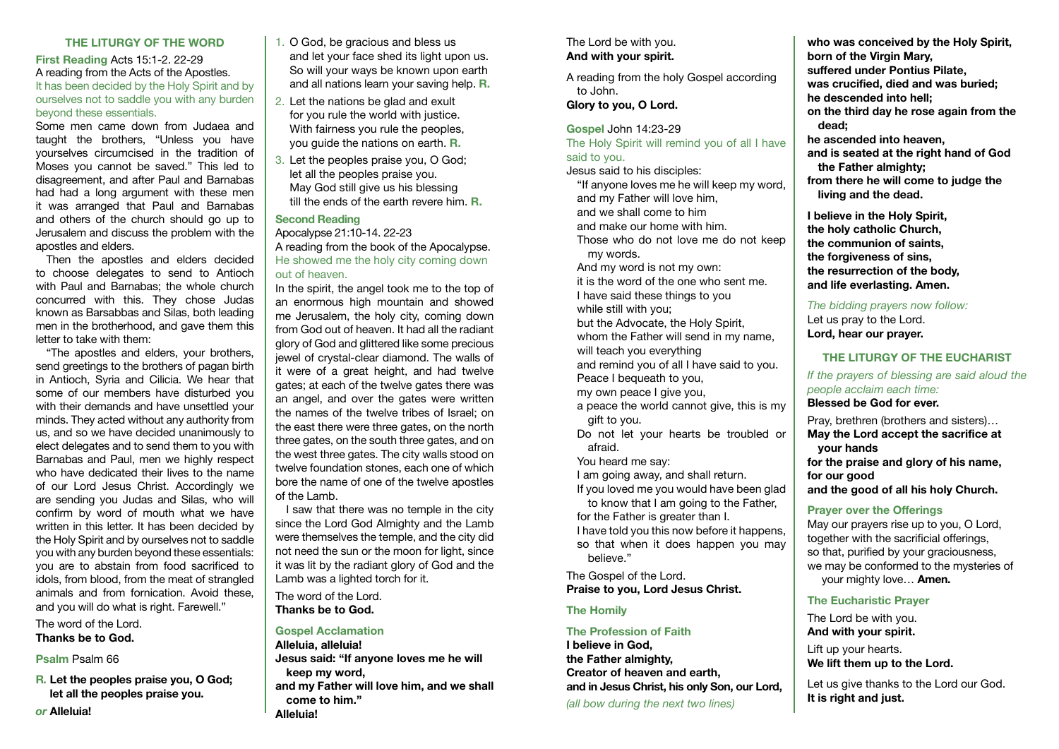## THE LITURGY OF THE WORD

**First Reading** Acts 15:1-2. 22-29

A reading from the Acts of the Apostles.

*It has been decided by the Holy Spirit and by ourselves not to saddle you with any burden beyond these essentials.*

Some men came down from Judaea and taught the brothers, "Unless you have yourselves circumcised in the tradition of Moses you cannot be saved." This led to disagreement, and after Paul and Barnabas had had a long argument with these men it was arranged that Paul and Barnabas and others of the church should go up to Jerusalem and discuss the problem with the apostles and elders.

Then the apostles and elders decided to choose delegates to send to Antioch with Paul and Barnabas; the whole church concurred with this. They chose Judas known as Barsabbas and Silas, both leading men in the brotherhood, and gave them this letter to take with them:

"The apostles and elders, your brothers, send greetings to the brothers of pagan birth in Antioch, Syria and Cilicia. We hear that some of our members have disturbed you with their demands and have unsettled your minds. They acted without any authority from us, and so we have decided unanimously to elect delegates and to send them to you with Barnabas and Paul, men we highly respect who have dedicated their lives to the name of our Lord Jesus Christ. Accordingly we are sending you Judas and Silas, who will confirm by word of mouth what we have written in this letter. It has been decided by the Holy Spirit and by ourselves not to saddle you with any burden beyond these essentials: you are to abstain from food sacrificed to idols, from blood, from the meat of strangled animals and from fornication. Avoid these, and you will do what is right. Farewell."

The word of the Lord.
**Thanks be to God.**

**Psalm** Psalm 66

**R. Let the peoples praise you, O God; let all the peoples praise you.**

*or* **Alleluia!**

1. O God, be gracious and bless us
and let your face shed its light upon us.
So will your ways be known upon earth
and all nations learn your saving help. **R.**
2. Let the nations be glad and exult
for you rule the world with justice.
With fairness you rule the peoples,
you guide the nations on earth. **R.**
3. Let the peoples praise you, O God;
let all the peoples praise you.
May God still give us his blessing
till the ends of the earth revere him. **R.**

**Second Reading**

Apocalypse 21:10-14. 22-23

A reading from the book of the Apocalypse.

*He showed me the holy city coming down out of heaven.*

In the spirit, the angel took me to the top of an enormous high mountain and showed me Jerusalem, the holy city, coming down from God out of heaven. It had all the radiant glory of God and glittered like some precious jewel of crystal-clear diamond. The walls of it were of a great height, and had twelve gates; at each of the twelve gates there was an angel, and over the gates were written the names of the twelve tribes of Israel; on the east there were three gates, on the north three gates, on the south three gates, and on the west three gates. The city walls stood on twelve foundation stones, each one of which bore the name of one of the twelve apostles of the Lamb.

I saw that there was no temple in the city since the Lord God Almighty and the Lamb were themselves the temple, and the city did not need the sun or the moon for light, since it was lit by the radiant glory of God and the Lamb was a lighted torch for it.

The word of the Lord.
**Thanks be to God.**

**Gospel Acclamation**

**Alleluia, alleluia!**
**Jesus said: "If anyone loves me he will keep my word,**
**and my Father will love him, and we shall come to him."**
**Alleluia!**

The Lord be with you.
**And with your spirit.**

A reading from the holy Gospel according to John.
**Glory to you, O Lord.**

**Gospel** John 14:23-29

*The Holy Spirit will remind you of all I have said to you.*

Jesus said to his disciples:
"If anyone loves me he will keep my word,
and my Father will love him,
and we shall come to him
and make our home with him.
Those who do not love me do not keep my words.
And my word is not my own:
it is the word of the one who sent me.
I have said these things to you
while still with you;
but the Advocate, the Holy Spirit,
whom the Father will send in my name,
will teach you everything
and remind you of all I have said to you.
Peace I bequeath to you,
my own peace I give you,
a peace the world cannot give, this is my gift to you.
Do not let your hearts be troubled or afraid.
You heard me say:
I am going away, and shall return.
If you loved me you would have been glad to know that I am going to the Father,
for the Father is greater than I.
I have told you this now before it happens,
so that when it does happen you may believe."

The Gospel of the Lord.
**Praise to you, Lord Jesus Christ.**

**The Homily**

**The Profession of Faith**

**I believe in God,**
**the Father almighty,**
**Creator of heaven and earth,**
**and in Jesus Christ, his only Son, our Lord,**
*(all bow during the next two lines)*
**who was conceived by the Holy Spirit,**
**born of the Virgin Mary,**
**suffered under Pontius Pilate,**
**was crucified, died and was buried;**
**he descended into hell;**
**on the third day he rose again from the dead;**
**he ascended into heaven,**
**and is seated at the right hand of God the Father almighty;**
**from there he will come to judge the living and the dead.**

**I believe in the Holy Spirit,**
**the holy catholic Church,**
**the communion of saints,**
**the forgiveness of sins,**
**the resurrection of the body,**
**and life everlasting. Amen.**

*The bidding prayers now follow:*
Let us pray to the Lord.
**Lord, hear our prayer.**

## THE LITURGY OF THE EUCHARIST

*If the prayers of blessing are said aloud the people acclaim each time:*
**Blessed be God for ever.**

Pray, brethren (brothers and sisters)…
**May the Lord accept the sacrifice at your hands**
**for the praise and glory of his name,**
**for our good**
**and the good of all his holy Church.**

**Prayer over the Offerings**

May our prayers rise up to you, O Lord,
together with the sacrificial offerings,
so that, purified by your graciousness,
we may be conformed to the mysteries of your mighty love… **Amen.**

**The Eucharistic Prayer**

The Lord be with you.
**And with your spirit.**

Lift up your hearts.
**We lift them up to the Lord.**

Let us give thanks to the Lord our God.
**It is right and just.**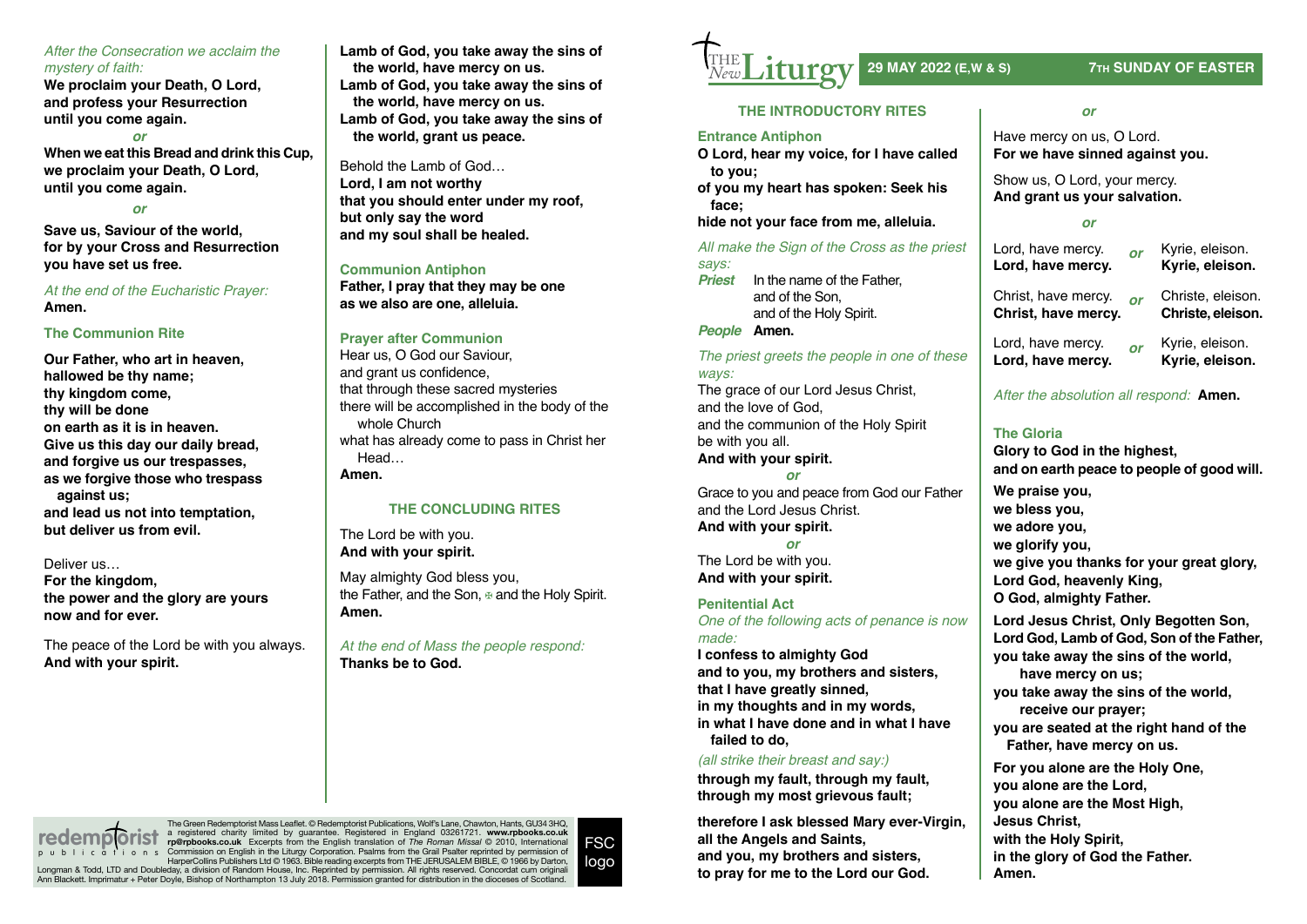*After the Consecration we acclaim the mystery of faith:*

**We proclaim your Death, O Lord,**
**and profess your Resurrection**
**until you come again.**

*or*

**When we eat this Bread and drink this Cup,**
**we proclaim your Death, O Lord,**
**until you come again.**

*or*

**Save us, Saviour of the world,**
**for by your Cross and Resurrection**
**you have set us free.**

*At the end of the Eucharistic Prayer:*
**Amen.**

### The Communion Rite

**Our Father, who art in heaven,**
**hallowed be thy name;**
**thy kingdom come,**
**thy will be done**
**on earth as it is in heaven.**
**Give us this day our daily bread,**
**and forgive us our trespasses,**
**as we forgive those who trespass against us;**
**and lead us not into temptation,**
**but deliver us from evil.**

Deliver us…
**For the kingdom,**
**the power and the glory are yours**
**now and for ever.**

The peace of the Lord be with you always.
**And with your spirit.**

**Lamb of God, you take away the sins of the world, have mercy on us.**
**Lamb of God, you take away the sins of the world, have mercy on us.**
**Lamb of God, you take away the sins of the world, grant us peace.**

Behold the Lamb of God…
**Lord, I am not worthy**
**that you should enter under my roof,**
**but only say the word**
**and my soul shall be healed.**

### Communion Antiphon

**Father, I pray that they may be one**
**as we also are one, alleluia.**

### Prayer after Communion

Hear us, O God our Saviour,
and grant us confidence,
that through these sacred mysteries
there will be accomplished in the body of the whole Church
what has already come to pass in Christ her Head…
**Amen.**

## THE CONCLUDING RITES

The Lord be with you.
**And with your spirit.**

May almighty God bless you,
the Father, and the Son, ✠ and the Holy Spirit.
**Amen.**

*At the end of Mass the people respond:*
**Thanks be to God.**

The Green Redemptorist Mass Leaflet. © Redemptorist Publications, Wolf's Lane, Chawton, Hants, GU34 3HQ, a registered charity limited by guarantee. Registered in England 03261721. **www.rpbooks.co.uk rp@rpbooks.co.uk** Excerpts from the English translation of *The Roman Missal* © 2010, International Commission on English in the Liturgy Corporation. Psalms from the Grail Psalter reprinted by permission of HarperCollins Publishers Ltd © 1963. Bible reading excerpts from THE JERUSALEM BIBLE, © 1966 by Darton, Longman & Todd, LTD and Doubleday, a division of Random House, Inc. Reprinted by permission. All rights reserved. Concordat cum originali Ann Blackett. Imprimatur + Peter Doyle, Bishop of Northampton 13 July 2018. Permission granted for distribution in the dioceses of Scotland.

# The New Liturgy — 29 MAY 2022 (E,W & S) — 7TH SUNDAY OF EASTER

## THE INTRODUCTORY RITES

### Entrance Antiphon

**O Lord, hear my voice, for I have called to you;**
**of you my heart has spoken: Seek his face;**
**hide not your face from me, alleluia.**

*All make the Sign of the Cross as the priest says:*

***Priest*** In the name of the Father,
and of the Son,
and of the Holy Spirit.
***People*** **Amen.**

*The priest greets the people in one of these ways:*

The grace of our Lord Jesus Christ,
and the love of God,
and the communion of the Holy Spirit
be with you all.
**And with your spirit.**

*or*

Grace to you and peace from God our Father
and the Lord Jesus Christ.
**And with your spirit.**

*or*

The Lord be with you.
**And with your spirit.**

### Penitential Act

*One of the following acts of penance is now made:*

**I confess to almighty God**
**and to you, my brothers and sisters,**
**that I have greatly sinned,**
**in my thoughts and in my words,**
**in what I have done and in what I have failed to do,**

*(all strike their breast and say:)*

**through my fault, through my fault,**
**through my most grievous fault;**

**therefore I ask blessed Mary ever-Virgin,**
**all the Angels and Saints,**
**and you, my brothers and sisters,**
**to pray for me to the Lord our God.**

*or*

Have mercy on us, O Lord.
**For we have sinned against you.**

Show us, O Lord, your mercy.
**And grant us your salvation.**

*or*

Lord, have mercy. *or* Kyrie, eleison.
**Lord, have mercy.** **Kyrie, eleison.**

Christ, have mercy. *or* Christe, eleison.
**Christ, have mercy.** **Christe, eleison.**

Lord, have mercy. *or* Kyrie, eleison.
**Lord, have mercy.** **Kyrie, eleison.**

*After the absolution all respond:* **Amen.**

### The Gloria

**Glory to God in the highest,**
**and on earth peace to people of good will.**

**We praise you,**
**we bless you,**
**we adore you,**
**we glorify you,**
**we give you thanks for your great glory,**
**Lord God, heavenly King,**
**O God, almighty Father.**

**Lord Jesus Christ, Only Begotten Son,**
**Lord God, Lamb of God, Son of the Father,**
**you take away the sins of the world,**
**have mercy on us;**
**you take away the sins of the world,**
**receive our prayer;**
**you are seated at the right hand of the Father, have mercy on us.**

**For you alone are the Holy One,**
**you alone are the Lord,**
**you alone are the Most High,**
**Jesus Christ,**
**with the Holy Spirit,**
**in the glory of God the Father.**
**Amen.**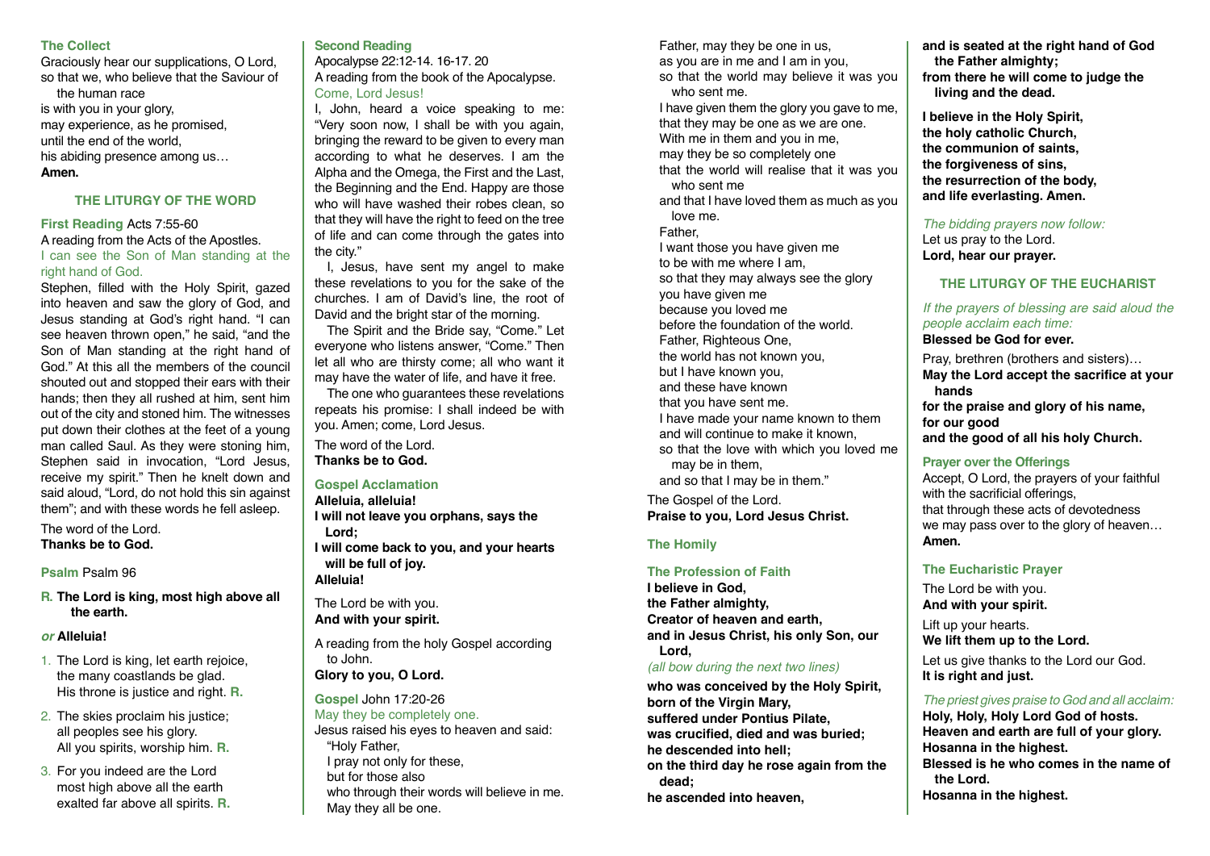### The Collect

Graciously hear our supplications, O Lord,
so that we, who believe that the Saviour of the human race
is with you in your glory,
may experience, as he promised,
until the end of the world,
his abiding presence among us…
**Amen.**

## THE LITURGY OF THE WORD

**First Reading** Acts 7:55-60

A reading from the Acts of the Apostles.

I can see the Son of Man standing at the right hand of God.

Stephen, filled with the Holy Spirit, gazed into heaven and saw the glory of God, and Jesus standing at God's right hand. "I can see heaven thrown open," he said, "and the Son of Man standing at the right hand of God." At this all the members of the council shouted out and stopped their ears with their hands; then they all rushed at him, sent him out of the city and stoned him. The witnesses put down their clothes at the feet of a young man called Saul. As they were stoning him, Stephen said in invocation, "Lord Jesus, receive my spirit." Then he knelt down and said aloud, "Lord, do not hold this sin against them"; and with these words he fell asleep.

The word of the Lord.
**Thanks be to God.**

**Psalm** Psalm 96

**R. The Lord is king, most high above all the earth.**

*or* **Alleluia!**

1. The Lord is king, let earth rejoice,
   the many coastlands be glad.
   His throne is justice and right. **R.**
2. The skies proclaim his justice;
   all peoples see his glory.
   All you spirits, worship him. **R.**
3. For you indeed are the Lord
   most high above all the earth
   exalted far above all spirits. **R.**

### Second Reading

Apocalypse 22:12-14. 16-17. 20

A reading from the book of the Apocalypse.

Come, Lord Jesus!

I, John, heard a voice speaking to me: "Very soon now, I shall be with you again, bringing the reward to be given to every man according to what he deserves. I am the Alpha and the Omega, the First and the Last, the Beginning and the End. Happy are those who will have washed their robes clean, so that they will have the right to feed on the tree of life and can come through the gates into the city."

I, Jesus, have sent my angel to make these revelations to you for the sake of the churches. I am of David's line, the root of David and the bright star of the morning.

The Spirit and the Bride say, "Come." Let everyone who listens answer, "Come." Then let all who are thirsty come; all who want it may have the water of life, and have it free.

The one who guarantees these revelations repeats his promise: I shall indeed be with you. Amen; come, Lord Jesus.

The word of the Lord.
**Thanks be to God.**

### Gospel Acclamation

**Alleluia, alleluia!**
**I will not leave you orphans, says the Lord;**
**I will come back to you, and your hearts will be full of joy.**
**Alleluia!**

The Lord be with you.
**And with your spirit.**

A reading from the holy Gospel according to John.
**Glory to you, O Lord.**

**Gospel** John 17:20-26

May they be completely one.

Jesus raised his eyes to heaven and said:
"Holy Father,
I pray not only for these,
but for those also
who through their words will believe in me.
May they all be one.
Father, may they be one in us,
as you are in me and I am in you,
so that the world may believe it was you who sent me.
I have given them the glory you gave to me,
that they may be one as we are one.
With me in them and you in me,
may they be so completely one
that the world will realise that it was you who sent me
and that I have loved them as much as you love me.
Father,
I want those you have given me
to be with me where I am,
so that they may always see the glory
you have given me
because you loved me
before the foundation of the world.
Father, Righteous One,
the world has not known you,
but I have known you,
and these have known
that you have sent me.
I have made your name known to them
and will continue to make it known,
so that the love with which you loved me may be in them,
and so that I may be in them."

The Gospel of the Lord.
**Praise to you, Lord Jesus Christ.**

### The Homily

### The Profession of Faith

**I believe in God,**
**the Father almighty,**
**Creator of heaven and earth,**
**and in Jesus Christ, his only Son, our Lord,**
*(all bow during the next two lines)*
**who was conceived by the Holy Spirit,**
**born of the Virgin Mary,**
**suffered under Pontius Pilate,**
**was crucified, died and was buried;**
**he descended into hell;**
**on the third day he rose again from the dead;**
**he ascended into heaven,**
**and is seated at the right hand of God the Father almighty;**
**from there he will come to judge the living and the dead.**

**I believe in the Holy Spirit,**
**the holy catholic Church,**
**the communion of saints,**
**the forgiveness of sins,**
**the resurrection of the body,**
**and life everlasting. Amen.**

*The bidding prayers now follow:*
Let us pray to the Lord.
**Lord, hear our prayer.**

## THE LITURGY OF THE EUCHARIST

*If the prayers of blessing are said aloud the people acclaim each time:*
**Blessed be God for ever.**

Pray, brethren (brothers and sisters)…
**May the Lord accept the sacrifice at your hands**
**for the praise and glory of his name,**
**for our good**
**and the good of all his holy Church.**

### Prayer over the Offerings

Accept, O Lord, the prayers of your faithful
with the sacrificial offerings,
that through these acts of devotedness
we may pass over to the glory of heaven…
**Amen.**

### The Eucharistic Prayer

The Lord be with you.
**And with your spirit.**

Lift up your hearts.
**We lift them up to the Lord.**

Let us give thanks to the Lord our God.
**It is right and just.**

*The priest gives praise to God and all acclaim:*
**Holy, Holy, Holy Lord God of hosts.**
**Heaven and earth are full of your glory.**
**Hosanna in the highest.**
**Blessed is he who comes in the name of the Lord.**
**Hosanna in the highest.**